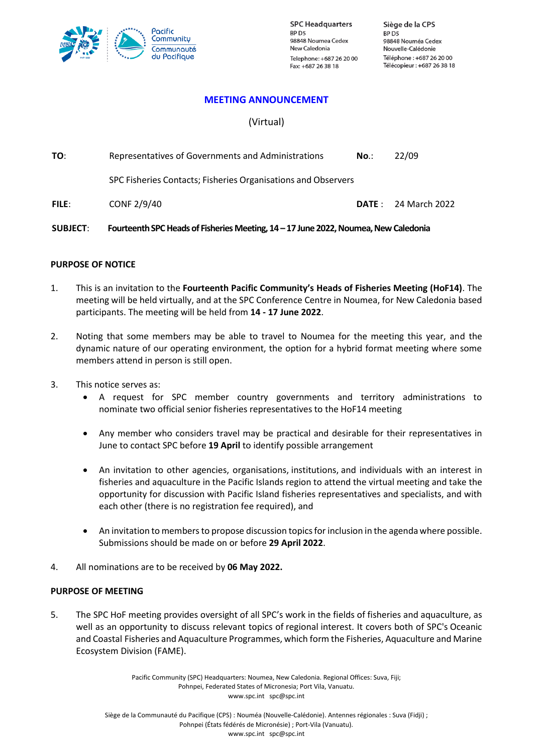SPC Headquarters
BP D5
98848 Noumea Cedex
New Caledonia
Telephone: +687 26 20 00
Fax: +687 26 38 18

Siège de la CPS
BP D5
98848 Nouméa Cedex
Nouvelle-Calédonie
Téléphone : +687 26 20 00
Télécopieur : +687 26 38 18

# MEETING ANNOUNCEMENT

(Virtual)

**TO**: Representatives of Governments and Administrations **No.**: 22/09

SPC Fisheries Contacts; Fisheries Organisations and Observers

**FILE**: CONF 2/9/40 **DATE** : 24 March 2022

**SUBJECT**: **Fourteenth SPC Heads of Fisheries Meeting, 14 – 17 June 2022, Noumea, New Caledonia**

## PURPOSE OF NOTICE

1. This is an invitation to the **Fourteenth Pacific Community's Heads of Fisheries Meeting (HoF14)**. The meeting will be held virtually, and at the SPC Conference Centre in Noumea, for New Caledonia based participants. The meeting will be held from **14 - 17 June 2022**.

2. Noting that some members may be able to travel to Noumea for the meeting this year, and the dynamic nature of our operating environment, the option for a hybrid format meeting where some members attend in person is still open.

3. This notice serves as:
   - A request for SPC member country governments and territory administrations to nominate two official senior fisheries representatives to the HoF14 meeting
   - Any member who considers travel may be practical and desirable for their representatives in June to contact SPC before **19 April** to identify possible arrangement
   - An invitation to other agencies, organisations, institutions, and individuals with an interest in fisheries and aquaculture in the Pacific Islands region to attend the virtual meeting and take the opportunity for discussion with Pacific Island fisheries representatives and specialists, and with each other (there is no registration fee required), and
   - An invitation to members to propose discussion topics for inclusion in the agenda where possible. Submissions should be made on or before **29 April 2022**.

4. All nominations are to be received by **06 May 2022.**

## PURPOSE OF MEETING

5. The SPC HoF meeting provides oversight of all SPC's work in the fields of fisheries and aquaculture, as well as an opportunity to discuss relevant topics of regional interest. It covers both of SPC's Oceanic and Coastal Fisheries and Aquaculture Programmes, which form the Fisheries, Aquaculture and Marine Ecosystem Division (FAME).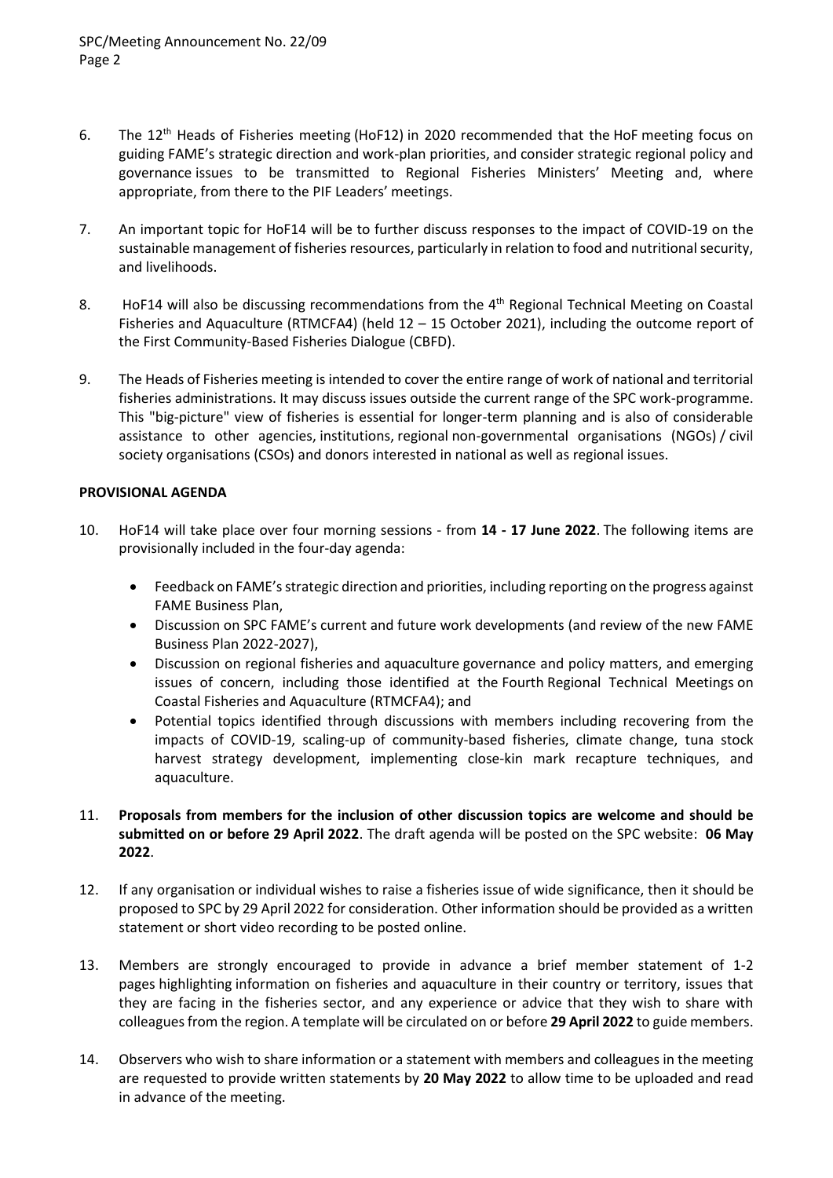6. The 12th Heads of Fisheries meeting (HoF12) in 2020 recommended that the HoF meeting focus on guiding FAME's strategic direction and work-plan priorities, and consider strategic regional policy and governance issues to be transmitted to Regional Fisheries Ministers' Meeting and, where appropriate, from there to the PIF Leaders' meetings.

7. An important topic for HoF14 will be to further discuss responses to the impact of COVID-19 on the sustainable management of fisheries resources, particularly in relation to food and nutritional security, and livelihoods.

8. HoF14 will also be discussing recommendations from the 4th Regional Technical Meeting on Coastal Fisheries and Aquaculture (RTMCFA4) (held 12 – 15 October 2021), including the outcome report of the First Community-Based Fisheries Dialogue (CBFD).

9. The Heads of Fisheries meeting is intended to cover the entire range of work of national and territorial fisheries administrations. It may discuss issues outside the current range of the SPC work-programme. This "big-picture" view of fisheries is essential for longer-term planning and is also of considerable assistance to other agencies, institutions, regional non-governmental organisations (NGOs) / civil society organisations (CSOs) and donors interested in national as well as regional issues.

**PROVISIONAL AGENDA**

10. HoF14 will take place over four morning sessions - from **14 - 17 June 2022**. The following items are provisionally included in the four-day agenda:

    - Feedback on FAME's strategic direction and priorities, including reporting on the progress against FAME Business Plan,
    - Discussion on SPC FAME's current and future work developments (and review of the new FAME Business Plan 2022-2027),
    - Discussion on regional fisheries and aquaculture governance and policy matters, and emerging issues of concern, including those identified at the Fourth Regional Technical Meetings on Coastal Fisheries and Aquaculture (RTMCFA4); and
    - Potential topics identified through discussions with members including recovering from the impacts of COVID-19, scaling-up of community-based fisheries, climate change, tuna stock harvest strategy development, implementing close-kin mark recapture techniques, and aquaculture.

11. **Proposals from members for the inclusion of other discussion topics are welcome and should be submitted on or before 29 April 2022**. The draft agenda will be posted on the SPC website: **06 May 2022**.

12. If any organisation or individual wishes to raise a fisheries issue of wide significance, then it should be proposed to SPC by 29 April 2022 for consideration. Other information should be provided as a written statement or short video recording to be posted online.

13. Members are strongly encouraged to provide in advance a brief member statement of 1-2 pages highlighting information on fisheries and aquaculture in their country or territory, issues that they are facing in the fisheries sector, and any experience or advice that they wish to share with colleagues from the region. A template will be circulated on or before **29 April 2022** to guide members.

14. Observers who wish to share information or a statement with members and colleagues in the meeting are requested to provide written statements by **20 May 2022** to allow time to be uploaded and read in advance of the meeting.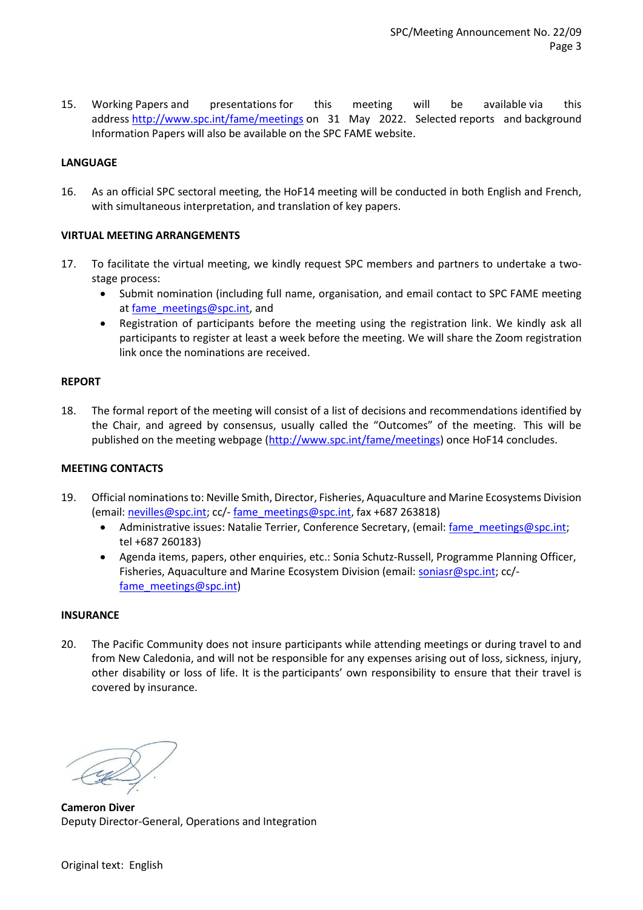15. Working Papers and presentations for this meeting will be available via this address http://www.spc.int/fame/meetings on 31 May 2022. Selected reports and background Information Papers will also be available on the SPC FAME website.

**LANGUAGE**

16. As an official SPC sectoral meeting, the HoF14 meeting will be conducted in both English and French, with simultaneous interpretation, and translation of key papers.

**VIRTUAL MEETING ARRANGEMENTS**

17. To facilitate the virtual meeting, we kindly request SPC members and partners to undertake a two-stage process:
    - Submit nomination (including full name, organisation, and email contact to SPC FAME meeting at fame_meetings@spc.int, and
    - Registration of participants before the meeting using the registration link. We kindly ask all participants to register at least a week before the meeting. We will share the Zoom registration link once the nominations are received.

**REPORT**

18. The formal report of the meeting will consist of a list of decisions and recommendations identified by the Chair, and agreed by consensus, usually called the "Outcomes" of the meeting. This will be published on the meeting webpage (http://www.spc.int/fame/meetings) once HoF14 concludes.

**MEETING CONTACTS**

19. Official nominations to: Neville Smith, Director, Fisheries, Aquaculture and Marine Ecosystems Division (email: nevilles@spc.int; cc/- fame_meetings@spc.int, fax +687 263818)
    - Administrative issues: Natalie Terrier, Conference Secretary, (email: fame_meetings@spc.int; tel +687 260183)
    - Agenda items, papers, other enquiries, etc.: Sonia Schutz-Russell, Programme Planning Officer, Fisheries, Aquaculture and Marine Ecosystem Division (email: soniasr@spc.int; cc/- fame_meetings@spc.int)

**INSURANCE**

20. The Pacific Community does not insure participants while attending meetings or during travel to and from New Caledonia, and will not be responsible for any expenses arising out of loss, sickness, injury, other disability or loss of life. It is the participants' own responsibility to ensure that their travel is covered by insurance.

**Cameron Diver**
Deputy Director-General, Operations and Integration

Original text: English